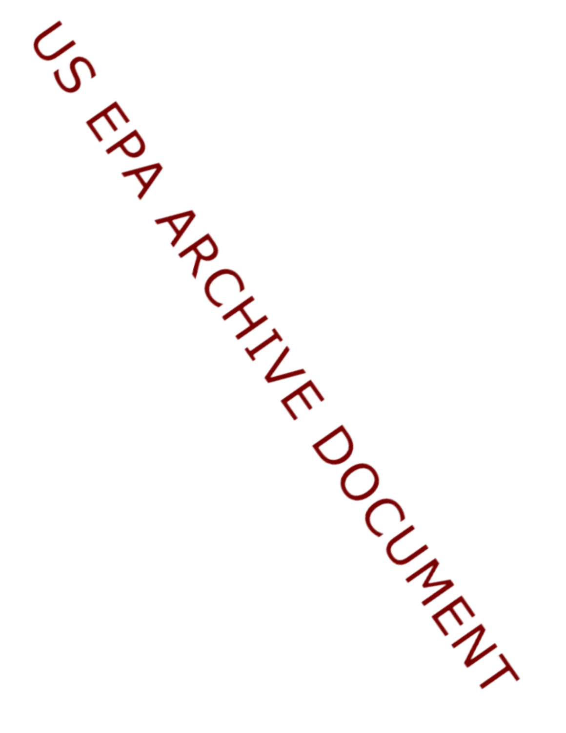US EPA ARCHIVE DOCUMENT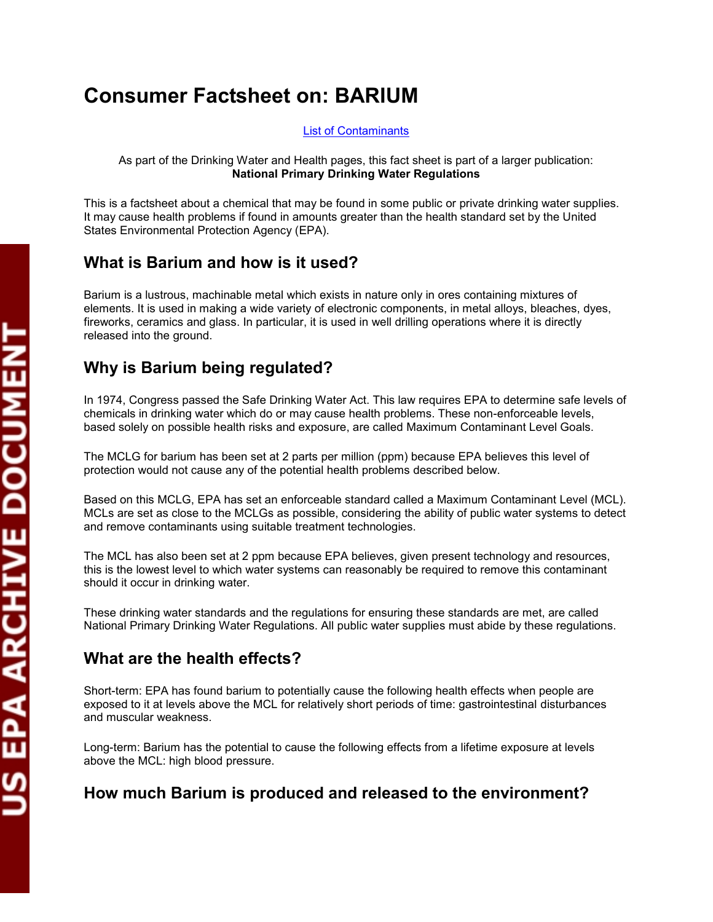# Consumer Factsheet on: BARIUM

[List of Contaminants]

As part of the Drinking Water and Health pages, this fact sheet is part of a larger publication: **National Primary Drinking Water Regulations**

This is a factsheet about a chemical that may be found in some public or private drinking water supplies. It may cause health problems if found in amounts greater than the health standard set by the United States Environmental Protection Agency (EPA).

## What is Barium and how is it used?

Barium is a lustrous, machinable metal which exists in nature only in ores containing mixtures of elements. It is used in making a wide variety of electronic components, in metal alloys, bleaches, dyes, fireworks, ceramics and glass. In particular, it is used in well drilling operations where it is directly released into the ground.

## Why is Barium being regulated?

In 1974, Congress passed the Safe Drinking Water Act. This law requires EPA to determine safe levels of chemicals in drinking water which do or may cause health problems. These non-enforceable levels, based solely on possible health risks and exposure, are called Maximum Contaminant Level Goals.

The MCLG for barium has been set at 2 parts per million (ppm) because EPA believes this level of protection would not cause any of the potential health problems described below.

Based on this MCLG, EPA has set an enforceable standard called a Maximum Contaminant Level (MCL). MCLs are set as close to the MCLGs as possible, considering the ability of public water systems to detect and remove contaminants using suitable treatment technologies.

The MCL has also been set at 2 ppm because EPA believes, given present technology and resources, this is the lowest level to which water systems can reasonably be required to remove this contaminant should it occur in drinking water.

These drinking water standards and the regulations for ensuring these standards are met, are called National Primary Drinking Water Regulations. All public water supplies must abide by these regulations.

## What are the health effects?

Short-term: EPA has found barium to potentially cause the following health effects when people are exposed to it at levels above the MCL for relatively short periods of time: gastrointestinal disturbances and muscular weakness.

Long-term: Barium has the potential to cause the following effects from a lifetime exposure at levels above the MCL: high blood pressure.

## How much Barium is produced and released to the environment?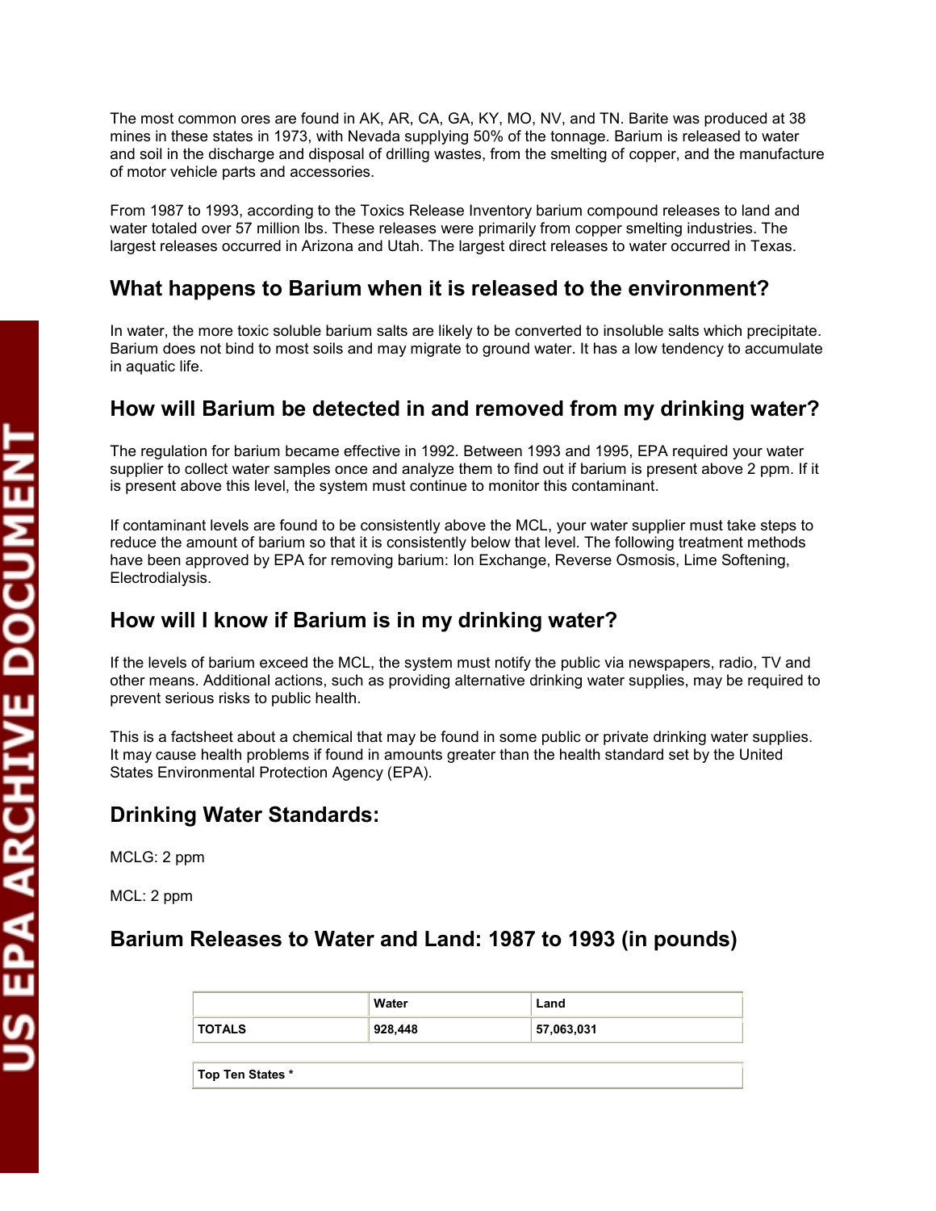The most common ores are found in AK, AR, CA, GA, KY, MO, NV, and TN. Barite was produced at 38 mines in these states in 1973, with Nevada supplying 50% of the tonnage. Barium is released to water and soil in the discharge and disposal of drilling wastes, from the smelting of copper, and the manufacture of motor vehicle parts and accessories.

From 1987 to 1993, according to the Toxics Release Inventory barium compound releases to land and water totaled over 57 million lbs. These releases were primarily from copper smelting industries. The largest releases occurred in Arizona and Utah. The largest direct releases to water occurred in Texas.

## What happens to Barium when it is released to the environment?

In water, the more toxic soluble barium salts are likely to be converted to insoluble salts which precipitate. Barium does not bind to most soils and may migrate to ground water. It has a low tendency to accumulate in aquatic life.

## How will Barium be detected in and removed from my drinking water?

The regulation for barium became effective in 1992. Between 1993 and 1995, EPA required your water supplier to collect water samples once and analyze them to find out if barium is present above 2 ppm. If it is present above this level, the system must continue to monitor this contaminant.

If contaminant levels are found to be consistently above the MCL, your water supplier must take steps to reduce the amount of barium so that it is consistently below that level. The following treatment methods have been approved by EPA for removing barium: Ion Exchange, Reverse Osmosis, Lime Softening, Electrodialysis.

## How will I know if Barium is in my drinking water?

If the levels of barium exceed the MCL, the system must notify the public via newspapers, radio, TV and other means. Additional actions, such as providing alternative drinking water supplies, may be required to prevent serious risks to public health.

This is a factsheet about a chemical that may be found in some public or private drinking water supplies. It may cause health problems if found in amounts greater than the health standard set by the United States Environmental Protection Agency (EPA).

## Drinking Water Standards:

MCLG: 2 ppm

MCL: 2 ppm

## Barium Releases to Water and Land: 1987 to 1993 (in pounds)

| | Water | Land |
|---|---|---|
| **TOTALS** | **928,448** | **57,063,031** |
| **Top Ten States *** | | |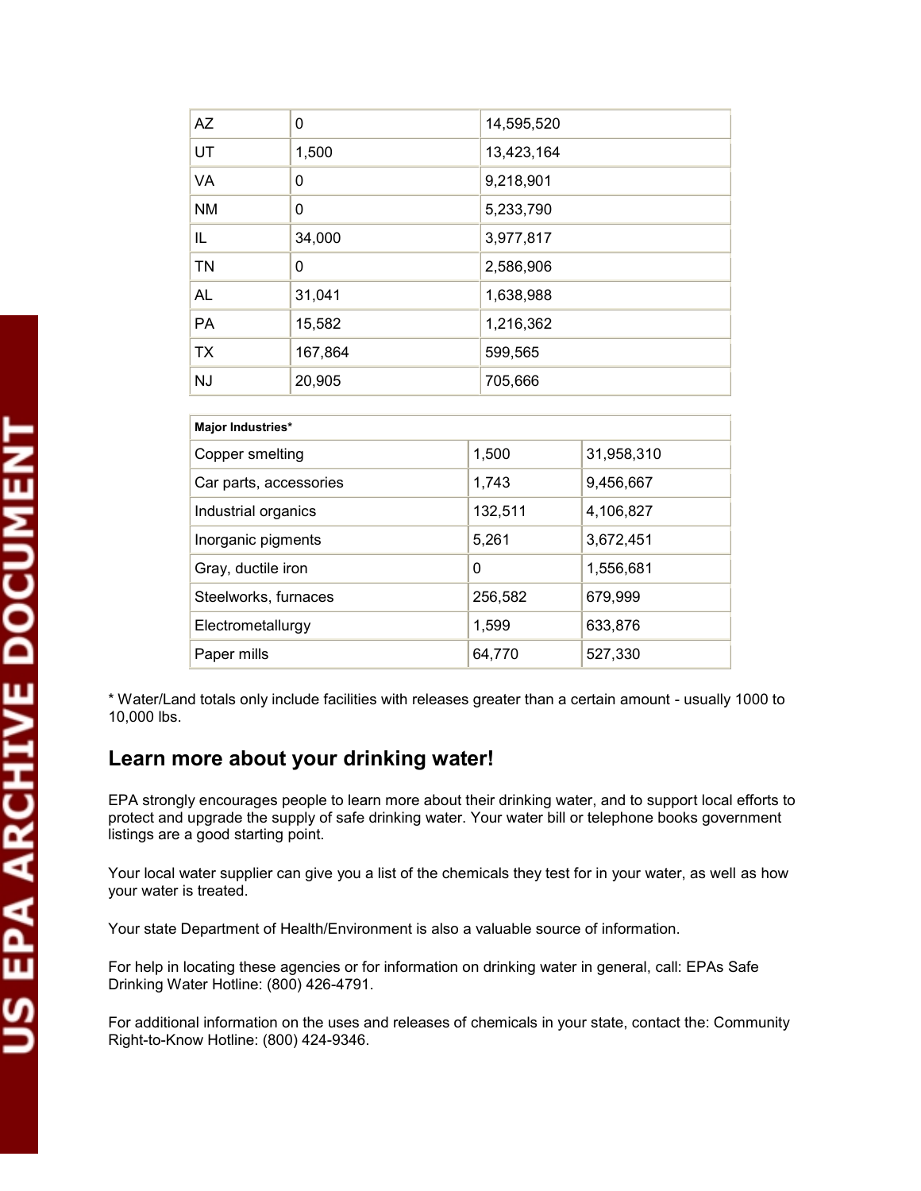| | | |
|---|---|---|
| AZ | 0 | 14,595,520 |
| UT | 1,500 | 13,423,164 |
| VA | 0 | 9,218,901 |
| NM | 0 | 5,233,790 |
| IL | 34,000 | 3,977,817 |
| TN | 0 | 2,586,906 |
| AL | 31,041 | 1,638,988 |
| PA | 15,582 | 1,216,362 |
| TX | 167,864 | 599,565 |
| NJ | 20,905 | 705,666 |

| **Major Industries*** | | |
|---|---|---|
| Copper smelting | 1,500 | 31,958,310 |
| Car parts, accessories | 1,743 | 9,456,667 |
| Industrial organics | 132,511 | 4,106,827 |
| Inorganic pigments | 5,261 | 3,672,451 |
| Gray, ductile iron | 0 | 1,556,681 |
| Steelworks, furnaces | 256,582 | 679,999 |
| Electrometallurgy | 1,599 | 633,876 |
| Paper mills | 64,770 | 527,330 |

* Water/Land totals only include facilities with releases greater than a certain amount - usually 1000 to 10,000 lbs.

## Learn more about your drinking water!

EPA strongly encourages people to learn more about their drinking water, and to support local efforts to protect and upgrade the supply of safe drinking water. Your water bill or telephone books government listings are a good starting point.

Your local water supplier can give you a list of the chemicals they test for in your water, as well as how your water is treated.

Your state Department of Health/Environment is also a valuable source of information.

For help in locating these agencies or for information on drinking water in general, call: EPAs Safe Drinking Water Hotline: (800) 426-4791.

For additional information on the uses and releases of chemicals in your state, contact the: Community Right-to-Know Hotline: (800) 424-9346.